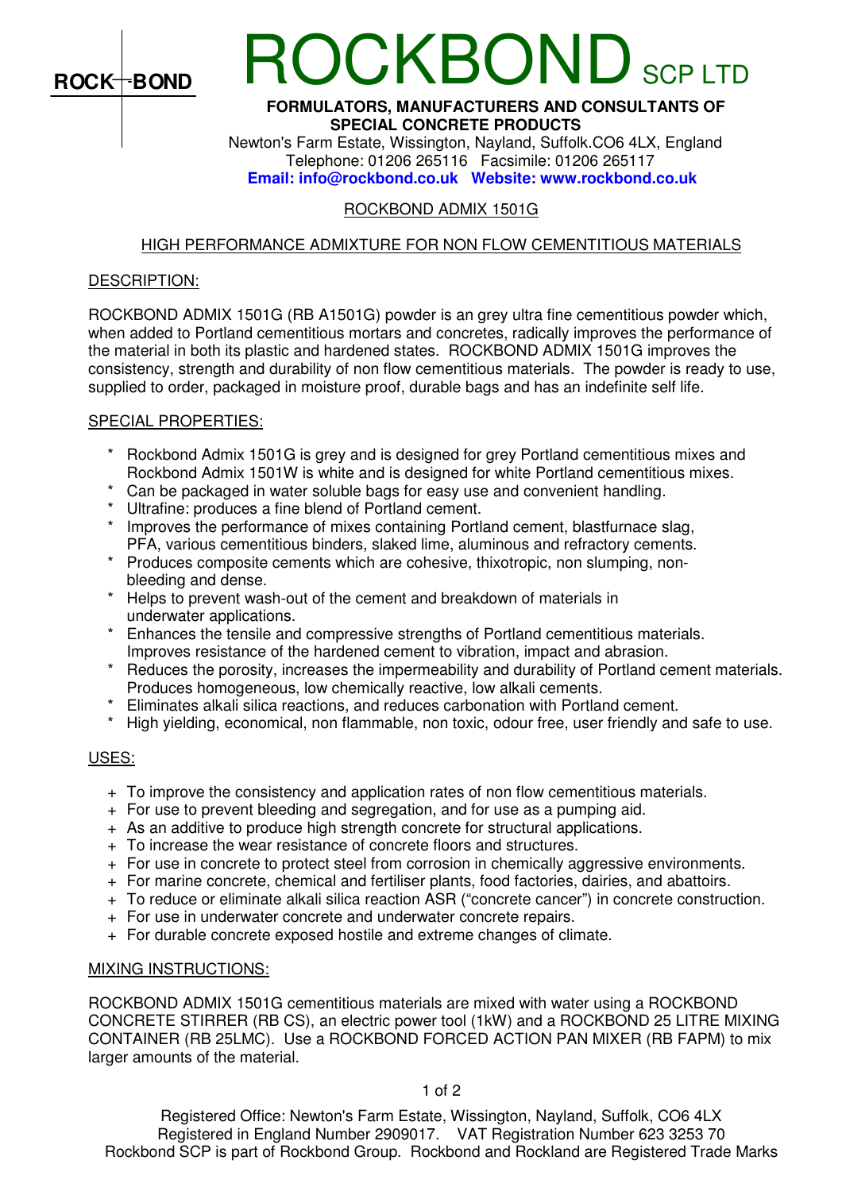ROCK BOND

# ROCKBOND SCP LTD

**FORMULATORS, MANUFACTURERS AND CONSULTANTS OF SPECIAL CONCRETE PRODUCTS**

Newton's Farm Estate, Wissington, Nayland, Suffolk.CO6 4LX, England
Telephone: 01206 265116 Facsimile: 01206 265117
**Email: info@rockbond.co.uk Website: www.rockbond.co.uk**

## ROCKBOND ADMIX 1501G

## HIGH PERFORMANCE ADMIXTURE FOR NON FLOW CEMENTITIOUS MATERIALS

### DESCRIPTION:

ROCKBOND ADMIX 1501G (RB A1501G) powder is an grey ultra fine cementitious powder which, when added to Portland cementitious mortars and concretes, radically improves the performance of the material in both its plastic and hardened states. ROCKBOND ADMIX 1501G improves the consistency, strength and durability of non flow cementitious materials. The powder is ready to use, supplied to order, packaged in moisture proof, durable bags and has an indefinite self life.

### SPECIAL PROPERTIES:

* Rockbond Admix 1501G is grey and is designed for grey Portland cementitious mixes and Rockbond Admix 1501W is white and is designed for white Portland cementitious mixes.
* Can be packaged in water soluble bags for easy use and convenient handling.
* Ultrafine: produces a fine blend of Portland cement.
* Improves the performance of mixes containing Portland cement, blastfurnace slag, PFA, various cementitious binders, slaked lime, aluminous and refractory cements.
* Produces composite cements which are cohesive, thixotropic, non slumping, non-bleeding and dense.
* Helps to prevent wash-out of the cement and breakdown of materials in underwater applications.
* Enhances the tensile and compressive strengths of Portland cementitious materials. Improves resistance of the hardened cement to vibration, impact and abrasion.
* Reduces the porosity, increases the impermeability and durability of Portland cement materials. Produces homogeneous, low chemically reactive, low alkali cements.
* Eliminates alkali silica reactions, and reduces carbonation with Portland cement.
* High yielding, economical, non flammable, non toxic, odour free, user friendly and safe to use.

### USES:

+ To improve the consistency and application rates of non flow cementitious materials.
+ For use to prevent bleeding and segregation, and for use as a pumping aid.
+ As an additive to produce high strength concrete for structural applications.
+ To increase the wear resistance of concrete floors and structures.
+ For use in concrete to protect steel from corrosion in chemically aggressive environments.
+ For marine concrete, chemical and fertiliser plants, food factories, dairies, and abattoirs.
+ To reduce or eliminate alkali silica reaction ASR ("concrete cancer") in concrete construction.
+ For use in underwater concrete and underwater concrete repairs.
+ For durable concrete exposed hostile and extreme changes of climate.

### MIXING INSTRUCTIONS:

ROCKBOND ADMIX 1501G cementitious materials are mixed with water using a ROCKBOND CONCRETE STIRRER (RB CS), an electric power tool (1kW) and a ROCKBOND 25 LITRE MIXING CONTAINER (RB 25LMC). Use a ROCKBOND FORCED ACTION PAN MIXER (RB FAPM) to mix larger amounts of the material.

Registered Office: Newton's Farm Estate, Wissington, Nayland, Suffolk, CO6 4LX
Registered in England Number 2909017. VAT Registration Number 623 3253 70
Rockbond SCP is part of Rockbond Group. Rockbond and Rockland are Registered Trade Marks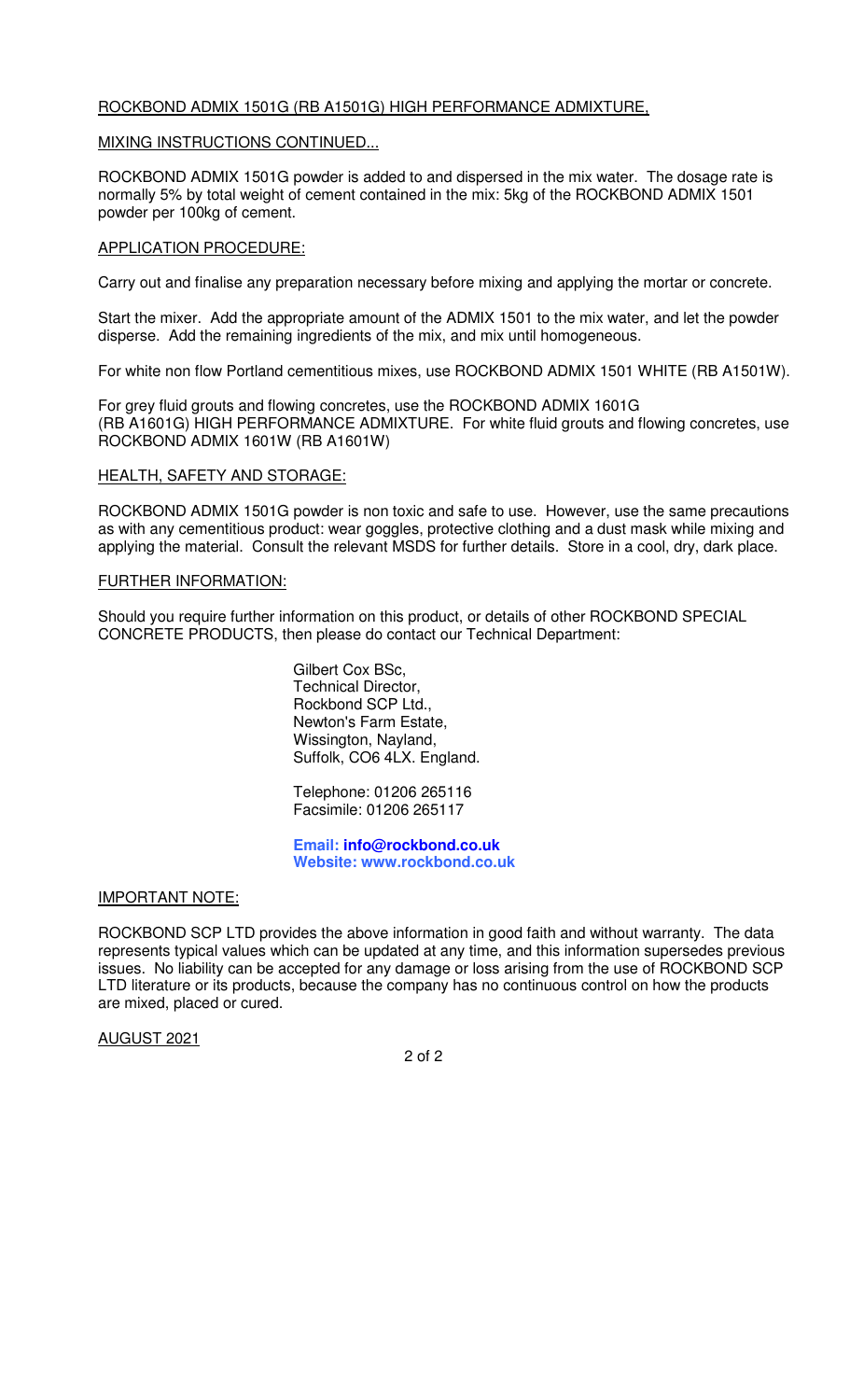ROCKBOND ADMIX 1501G (RB A1501G) HIGH PERFORMANCE ADMIXTURE,

MIXING INSTRUCTIONS CONTINUED...

ROCKBOND ADMIX 1501G powder is added to and dispersed in the mix water. The dosage rate is normally 5% by total weight of cement contained in the mix: 5kg of the ROCKBOND ADMIX 1501 powder per 100kg of cement.

## APPLICATION PROCEDURE:

Carry out and finalise any preparation necessary before mixing and applying the mortar or concrete.

Start the mixer. Add the appropriate amount of the ADMIX 1501 to the mix water, and let the powder disperse. Add the remaining ingredients of the mix, and mix until homogeneous.

For white non flow Portland cementitious mixes, use ROCKBOND ADMIX 1501 WHITE (RB A1501W).

For grey fluid grouts and flowing concretes, use the ROCKBOND ADMIX 1601G (RB A1601G) HIGH PERFORMANCE ADMIXTURE. For white fluid grouts and flowing concretes, use ROCKBOND ADMIX 1601W (RB A1601W)

## HEALTH, SAFETY AND STORAGE:

ROCKBOND ADMIX 1501G powder is non toxic and safe to use. However, use the same precautions as with any cementitious product: wear goggles, protective clothing and a dust mask while mixing and applying the material. Consult the relevant MSDS for further details. Store in a cool, dry, dark place.

## FURTHER INFORMATION:

Should you require further information on this product, or details of other ROCKBOND SPECIAL CONCRETE PRODUCTS, then please do contact our Technical Department:

Gilbert Cox BSc,
Technical Director,
Rockbond SCP Ltd.,
Newton's Farm Estate,
Wissington, Nayland,
Suffolk, CO6 4LX. England.

Telephone: 01206 265116
Facsimile: 01206 265117

**Email: info@rockbond.co.uk**
**Website: www.rockbond.co.uk**

## IMPORTANT NOTE:

ROCKBOND SCP LTD provides the above information in good faith and without warranty. The data represents typical values which can be updated at any time, and this information supersedes previous issues. No liability can be accepted for any damage or loss arising from the use of ROCKBOND SCP LTD literature or its products, because the company has no continuous control on how the products are mixed, placed or cured.

AUGUST 2021